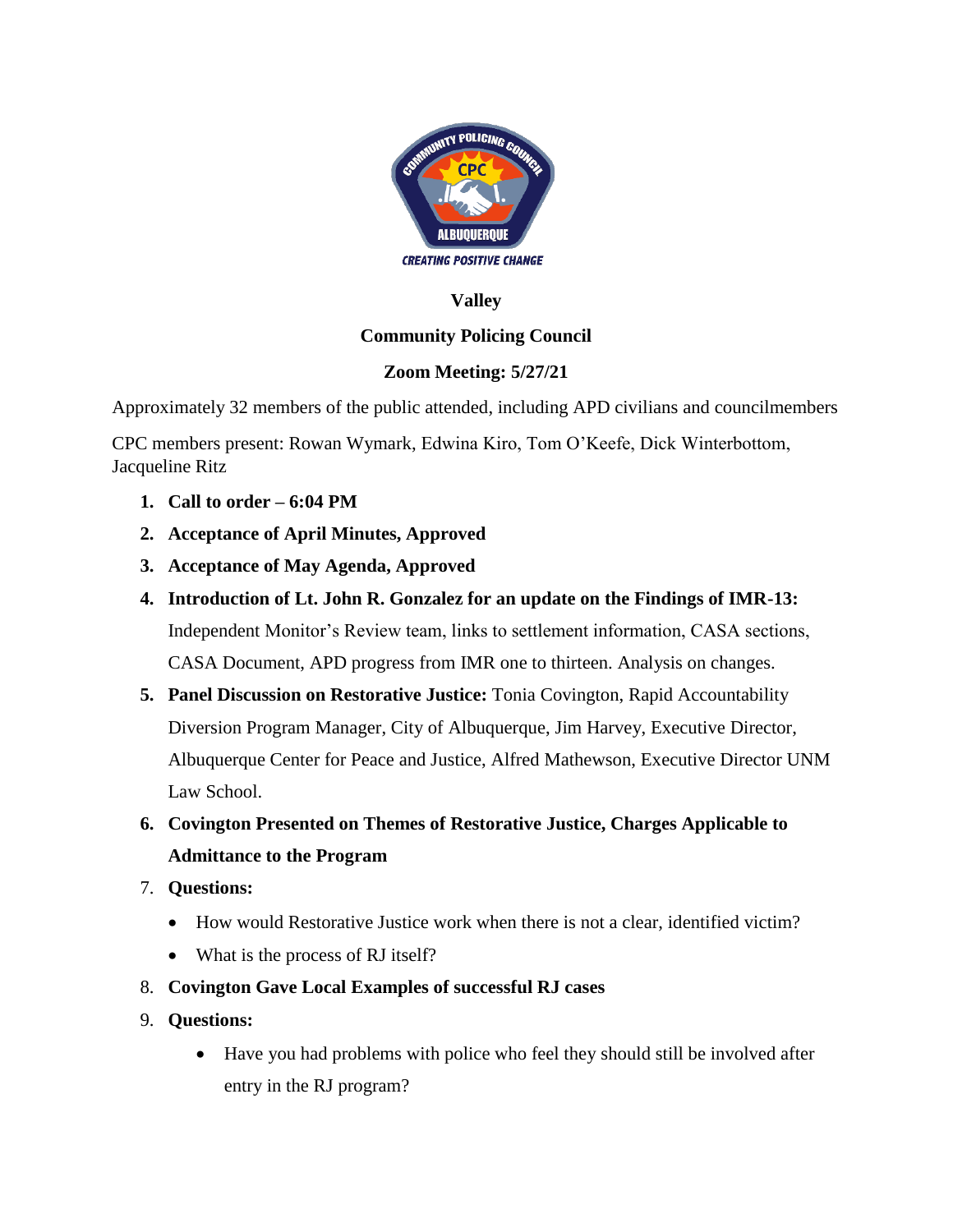**Valley**

**Community Policing Council**

**Zoom Meeting: 5/27/21**

Approximately 32 members of the public attended, including APD civilians and councilmembers

CPC members present: Rowan Wymark, Edwina Kiro, Tom O'Keefe, Dick Winterbottom, Jacqueline Ritz

1. **Call to order – 6:04 PM**
2. **Acceptance of April Minutes, Approved**
3. **Acceptance of May Agenda, Approved**
4. **Introduction of Lt. John R. Gonzalez for an update on the Findings of IMR-13:** Independent Monitor's Review team, links to settlement information, CASA sections, CASA Document, APD progress from IMR one to thirteen. Analysis on changes.
5. **Panel Discussion on Restorative Justice:** Tonia Covington, Rapid Accountability Diversion Program Manager, City of Albuquerque, Jim Harvey, Executive Director, Albuquerque Center for Peace and Justice, Alfred Mathewson, Executive Director UNM Law School.
6. **Covington Presented on Themes of Restorative Justice, Charges Applicable to Admittance to the Program**
7. **Questions:**
   - How would Restorative Justice work when there is not a clear, identified victim?
   - What is the process of RJ itself?
8. **Covington Gave Local Examples of successful RJ cases**
9. **Questions:**
   - Have you had problems with police who feel they should still be involved after entry in the RJ program?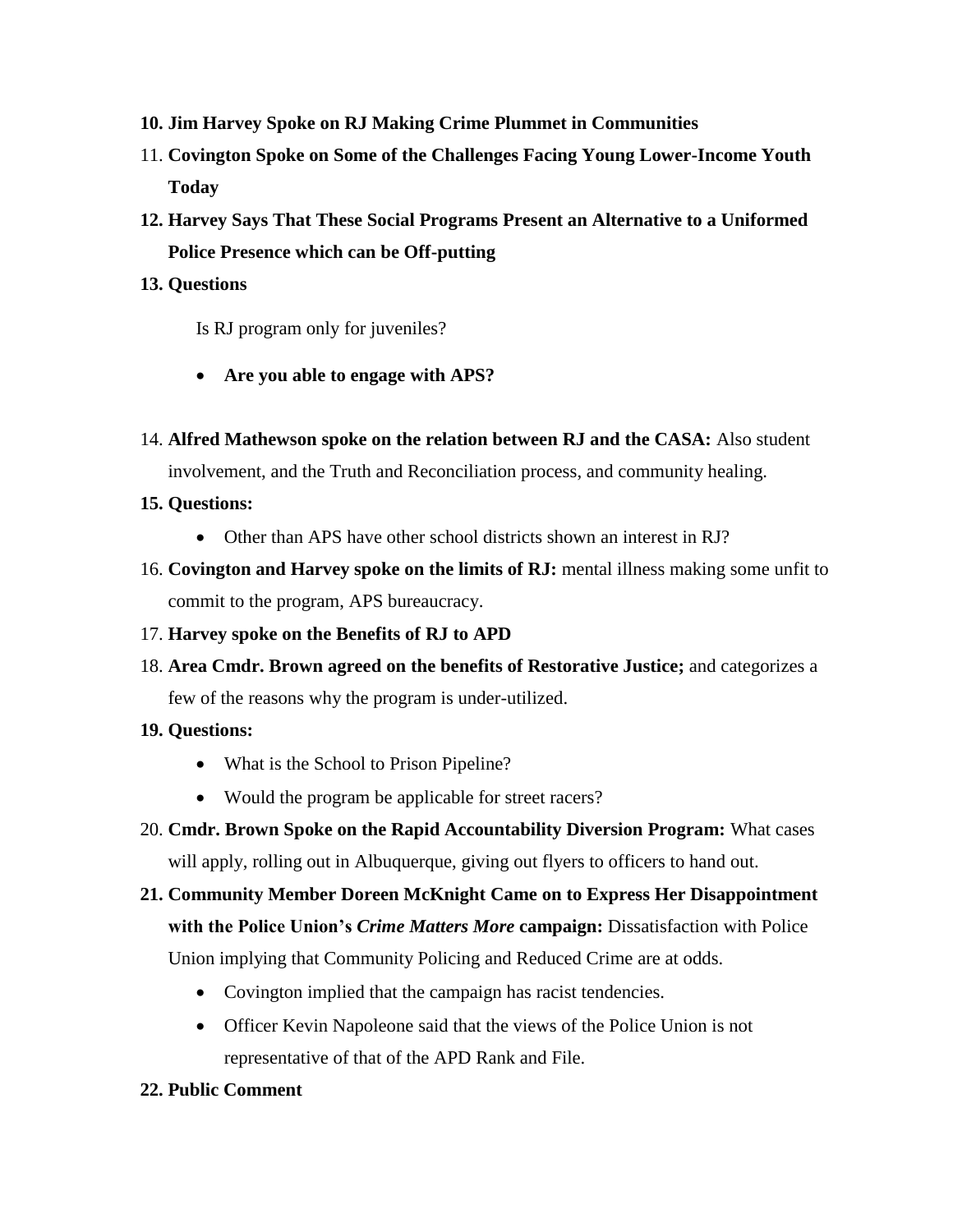10. **Jim Harvey Spoke on RJ Making Crime Plummet in Communities**
11. **Covington Spoke on Some of the Challenges Facing Young Lower-Income Youth Today**
12. **Harvey Says That These Social Programs Present an Alternative to a Uniformed Police Presence which can be Off-putting**
13. **Questions**

    Is RJ program only for juveniles?

    - **Are you able to engage with APS?**

14. **Alfred Mathewson spoke on the relation between RJ and the CASA:** Also student involvement, and the Truth and Reconciliation process, and community healing.
15. **Questions:**
    - Other than APS have other school districts shown an interest in RJ?
16. **Covington and Harvey spoke on the limits of RJ:** mental illness making some unfit to commit to the program, APS bureaucracy.
17. **Harvey spoke on the Benefits of RJ to APD**
18. **Area Cmdr. Brown agreed on the benefits of Restorative Justice;** and categorizes a few of the reasons why the program is under-utilized.
19. **Questions:**
    - What is the School to Prison Pipeline?
    - Would the program be applicable for street racers?
20. **Cmdr. Brown Spoke on the Rapid Accountability Diversion Program:** What cases will apply, rolling out in Albuquerque, giving out flyers to officers to hand out.
21. **Community Member Doreen McKnight Came on to Express Her Disappointment with the Police Union's *Crime Matters More* campaign:** Dissatisfaction with Police Union implying that Community Policing and Reduced Crime are at odds.
    - Covington implied that the campaign has racist tendencies.
    - Officer Kevin Napoleone said that the views of the Police Union is not representative of that of the APD Rank and File.
22. **Public Comment**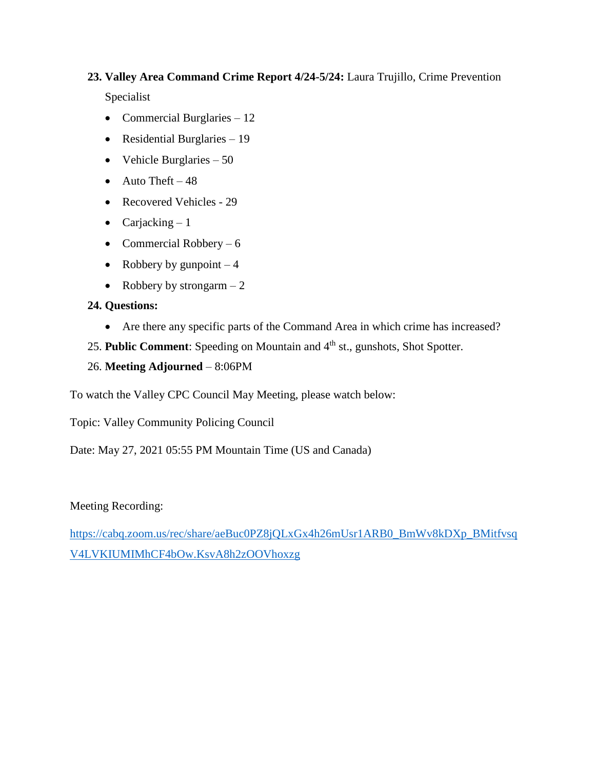23. **Valley Area Command Crime Report 4/24-5/24:** Laura Trujillo, Crime Prevention Specialist
    - Commercial Burglaries – 12
    - Residential Burglaries – 19
    - Vehicle Burglaries – 50
    - Auto Theft – 48
    - Recovered Vehicles - 29
    - Carjacking – 1
    - Commercial Robbery – 6
    - Robbery by gunpoint – 4
    - Robbery by strongarm – 2
24. **Questions:**
    - Are there any specific parts of the Command Area in which crime has increased?
25. **Public Comment**: Speeding on Mountain and 4th st., gunshots, Shot Spotter.
26. **Meeting Adjourned** – 8:06PM

To watch the Valley CPC Council May Meeting, please watch below:

Topic: Valley Community Policing Council

Date: May 27, 2021 05:55 PM Mountain Time (US and Canada)

Meeting Recording:

https://cabq.zoom.us/rec/share/aeBuc0PZ8jQLxGx4h26mUsr1ARB0_BmWv8kDXp_BMitfvsqV4LVKIUMIMhCF4bOw.KsvA8h2zOOVhoxzg